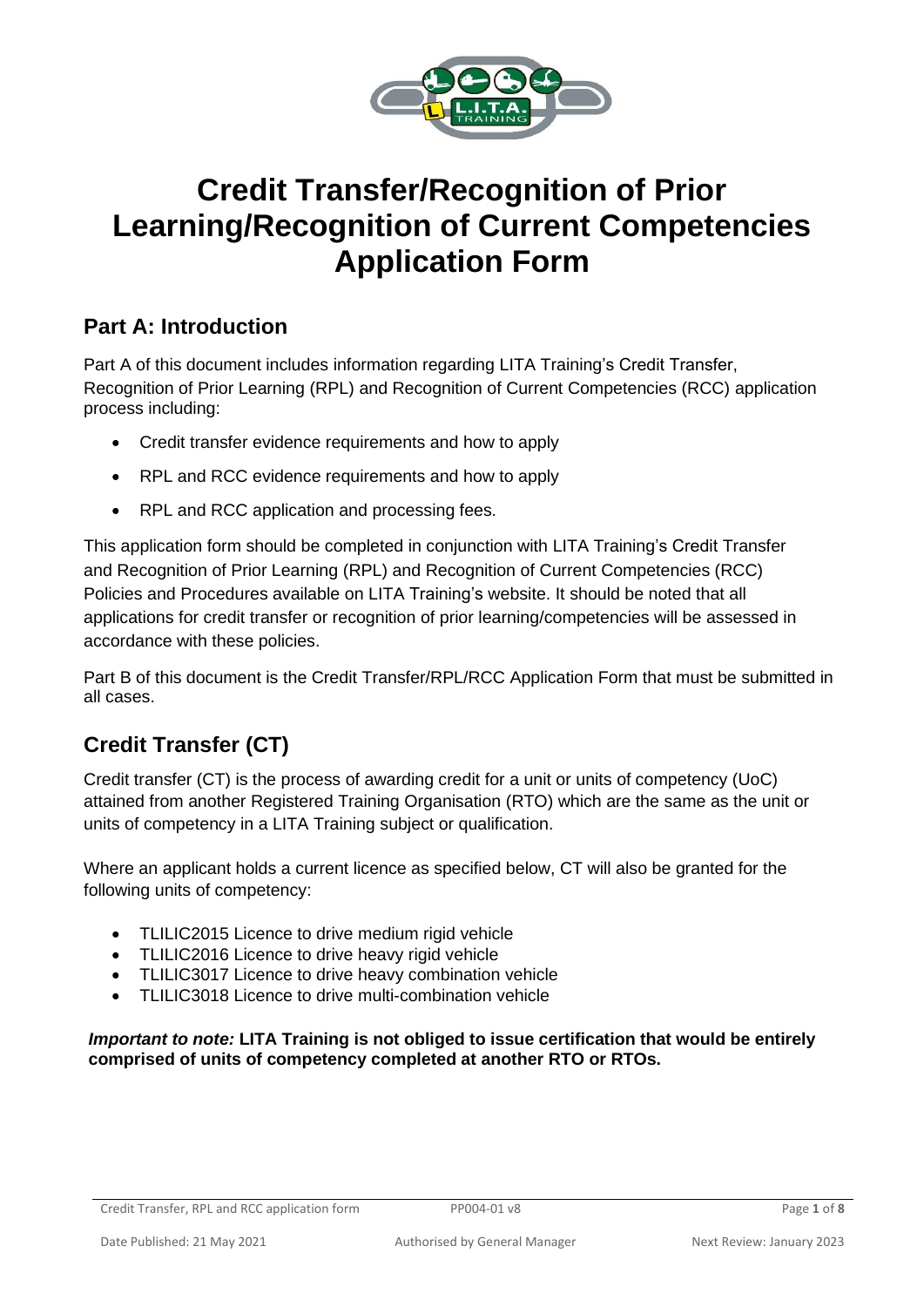# Credit Transfer/Recognition of Prior Learning/Recognition of Current Competencies Application Form

## Part A: Introduction

Part A of this document includes information regarding LITA Training's Credit Transfer, Recognition of Prior Learning (RPL) and Recognition of Current Competencies (RCC) application process including:

- Credit transfer evidence requirements and how to apply
- RPL and RCC evidence requirements and how to apply
- RPL and RCC application and processing fees.

This application form should be completed in conjunction with LITA Training's Credit Transfer and Recognition of Prior Learning (RPL) and Recognition of Current Competencies (RCC) Policies and Procedures available on LITA Training's website. It should be noted that all applications for credit transfer or recognition of prior learning/competencies will be assessed in accordance with these policies.

Part B of this document is the Credit Transfer/RPL/RCC Application Form that must be submitted in all cases.

## Credit Transfer (CT)

Credit transfer (CT) is the process of awarding credit for a unit or units of competency (UoC) attained from another Registered Training Organisation (RTO) which are the same as the unit or units of competency in a LITA Training subject or qualification.

Where an applicant holds a current licence as specified below, CT will also be granted for the following units of competency:

- TLILIC2015 Licence to drive medium rigid vehicle
- TLILIC2016 Licence to drive heavy rigid vehicle
- TLILIC3017 Licence to drive heavy combination vehicle
- TLILIC3018 Licence to drive multi-combination vehicle

***Important to note:*** **LITA Training is not obliged to issue certification that would be entirely comprised of units of competency completed at another RTO or RTOs.**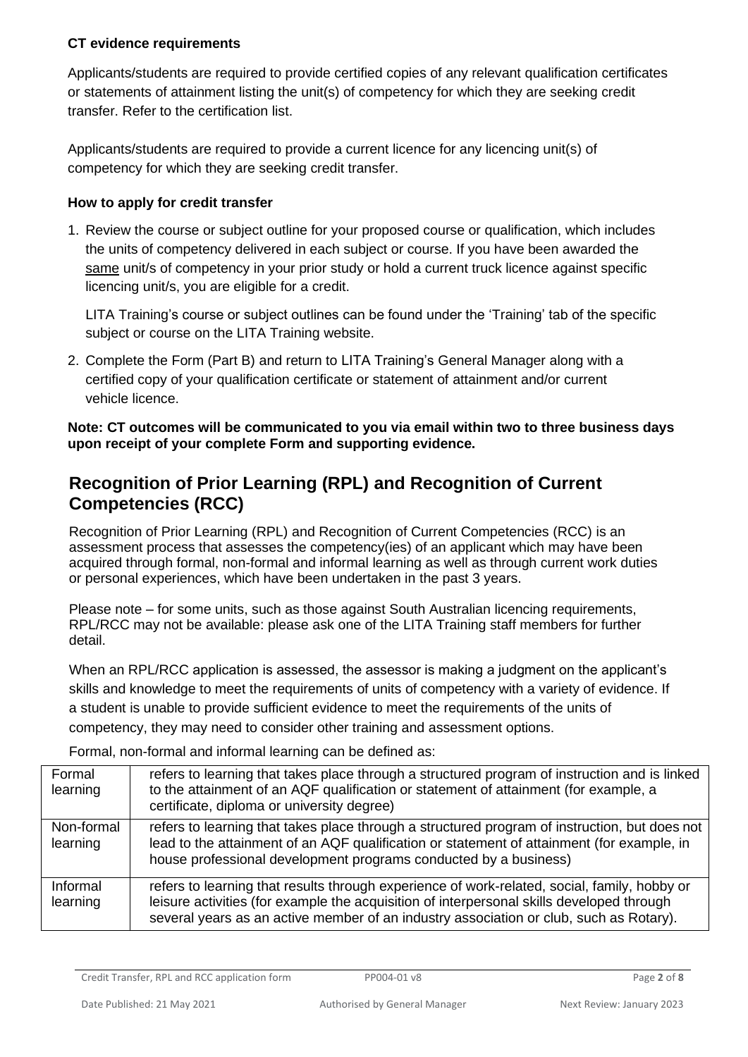### CT evidence requirements

Applicants/students are required to provide certified copies of any relevant qualification certificates or statements of attainment listing the unit(s) of competency for which they are seeking credit transfer. Refer to the certification list.

Applicants/students are required to provide a current licence for any licencing unit(s) of competency for which they are seeking credit transfer.

### How to apply for credit transfer

1. Review the course or subject outline for your proposed course or qualification, which includes the units of competency delivered in each subject or course. If you have been awarded the same unit/s of competency in your prior study or hold a current truck licence against specific licencing unit/s, you are eligible for a credit.

   LITA Training's course or subject outlines can be found under the 'Training' tab of the specific subject or course on the LITA Training website.

2. Complete the Form (Part B) and return to LITA Training's General Manager along with a certified copy of your qualification certificate or statement of attainment and/or current vehicle licence.

**Note: CT outcomes will be communicated to you via email within two to three business days upon receipt of your complete Form and supporting evidence.**

## Recognition of Prior Learning (RPL) and Recognition of Current Competencies (RCC)

Recognition of Prior Learning (RPL) and Recognition of Current Competencies (RCC) is an assessment process that assesses the competency(ies) of an applicant which may have been acquired through formal, non-formal and informal learning as well as through current work duties or personal experiences, which have been undertaken in the past 3 years.

Please note – for some units, such as those against South Australian licencing requirements, RPL/RCC may not be available: please ask one of the LITA Training staff members for further detail.

When an RPL/RCC application is assessed, the assessor is making a judgment on the applicant's skills and knowledge to meet the requirements of units of competency with a variety of evidence. If a student is unable to provide sufficient evidence to meet the requirements of the units of competency, they may need to consider other training and assessment options.

Formal, non-formal and informal learning can be defined as:

| | |
|---|---|
| Formal learning | refers to learning that takes place through a structured program of instruction and is linked to the attainment of an AQF qualification or statement of attainment (for example, a certificate, diploma or university degree) |
| Non-formal learning | refers to learning that takes place through a structured program of instruction, but does not lead to the attainment of an AQF qualification or statement of attainment (for example, in house professional development programs conducted by a business) |
| Informal learning | refers to learning that results through experience of work-related, social, family, hobby or leisure activities (for example the acquisition of interpersonal skills developed through several years as an active member of an industry association or club, such as Rotary). |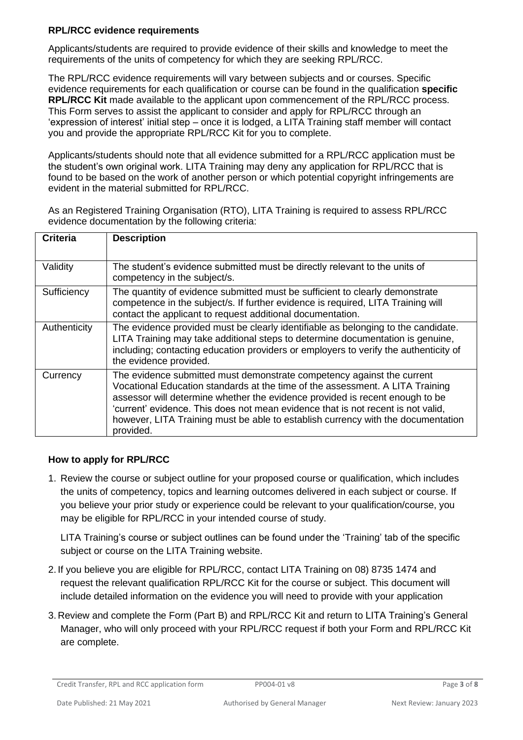### RPL/RCC evidence requirements

Applicants/students are required to provide evidence of their skills and knowledge to meet the requirements of the units of competency for which they are seeking RPL/RCC.

The RPL/RCC evidence requirements will vary between subjects and or courses. Specific evidence requirements for each qualification or course can be found in the qualification **specific RPL/RCC Kit** made available to the applicant upon commencement of the RPL/RCC process. This Form serves to assist the applicant to consider and apply for RPL/RCC through an 'expression of interest' initial step – once it is lodged, a LITA Training staff member will contact you and provide the appropriate RPL/RCC Kit for you to complete.

Applicants/students should note that all evidence submitted for a RPL/RCC application must be the student's own original work. LITA Training may deny any application for RPL/RCC that is found to be based on the work of another person or which potential copyright infringements are evident in the material submitted for RPL/RCC.

As an Registered Training Organisation (RTO), LITA Training is required to assess RPL/RCC evidence documentation by the following criteria:

| **Criteria** | **Description** |
|---|---|
| Validity | The student's evidence submitted must be directly relevant to the units of competency in the subject/s. |
| Sufficiency | The quantity of evidence submitted must be sufficient to clearly demonstrate competence in the subject/s. If further evidence is required, LITA Training will contact the applicant to request additional documentation. |
| Authenticity | The evidence provided must be clearly identifiable as belonging to the candidate. LITA Training may take additional steps to determine documentation is genuine, including; contacting education providers or employers to verify the authenticity of the evidence provided. |
| Currency | The evidence submitted must demonstrate competency against the current Vocational Education standards at the time of the assessment. A LITA Training assessor will determine whether the evidence provided is recent enough to be 'current' evidence. This does not mean evidence that is not recent is not valid, however, LITA Training must be able to establish currency with the documentation provided. |

### How to apply for RPL/RCC

1. Review the course or subject outline for your proposed course or qualification, which includes the units of competency, topics and learning outcomes delivered in each subject or course. If you believe your prior study or experience could be relevant to your qualification/course, you may be eligible for RPL/RCC in your intended course of study.

   LITA Training's course or subject outlines can be found under the 'Training' tab of the specific subject or course on the LITA Training website.

2. If you believe you are eligible for RPL/RCC, contact LITA Training on 08) 8735 1474 and request the relevant qualification RPL/RCC Kit for the course or subject. This document will include detailed information on the evidence you will need to provide with your application

3. Review and complete the Form (Part B) and RPL/RCC Kit and return to LITA Training's General Manager, who will only proceed with your RPL/RCC request if both your Form and RPL/RCC Kit are complete.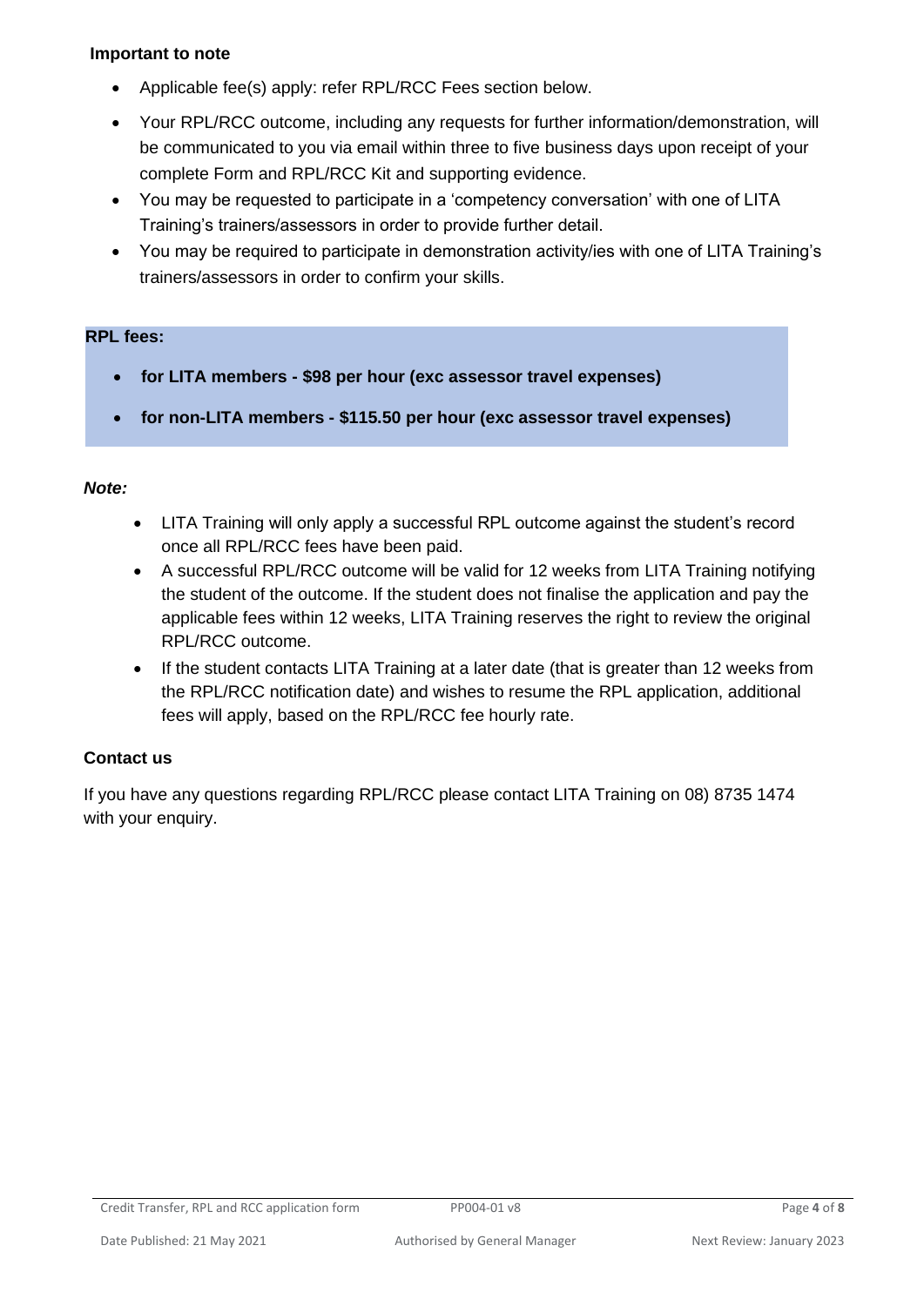**Important to note**

- Applicable fee(s) apply: refer RPL/RCC Fees section below.
- Your RPL/RCC outcome, including any requests for further information/demonstration, will be communicated to you via email within three to five business days upon receipt of your complete Form and RPL/RCC Kit and supporting evidence.
- You may be requested to participate in a 'competency conversation' with one of LITA Training's trainers/assessors in order to provide further detail.
- You may be required to participate in demonstration activity/ies with one of LITA Training's trainers/assessors in order to confirm your skills.

**RPL fees:**

- **for LITA members - $98 per hour (exc assessor travel expenses)**
- **for non-LITA members - $115.50 per hour (exc assessor travel expenses)**

***Note:***

- LITA Training will only apply a successful RPL outcome against the student's record once all RPL/RCC fees have been paid.
- A successful RPL/RCC outcome will be valid for 12 weeks from LITA Training notifying the student of the outcome. If the student does not finalise the application and pay the applicable fees within 12 weeks, LITA Training reserves the right to review the original RPL/RCC outcome.
- If the student contacts LITA Training at a later date (that is greater than 12 weeks from the RPL/RCC notification date) and wishes to resume the RPL application, additional fees will apply, based on the RPL/RCC fee hourly rate.

**Contact us**

If you have any questions regarding RPL/RCC please contact LITA Training on 08) 8735 1474 with your enquiry.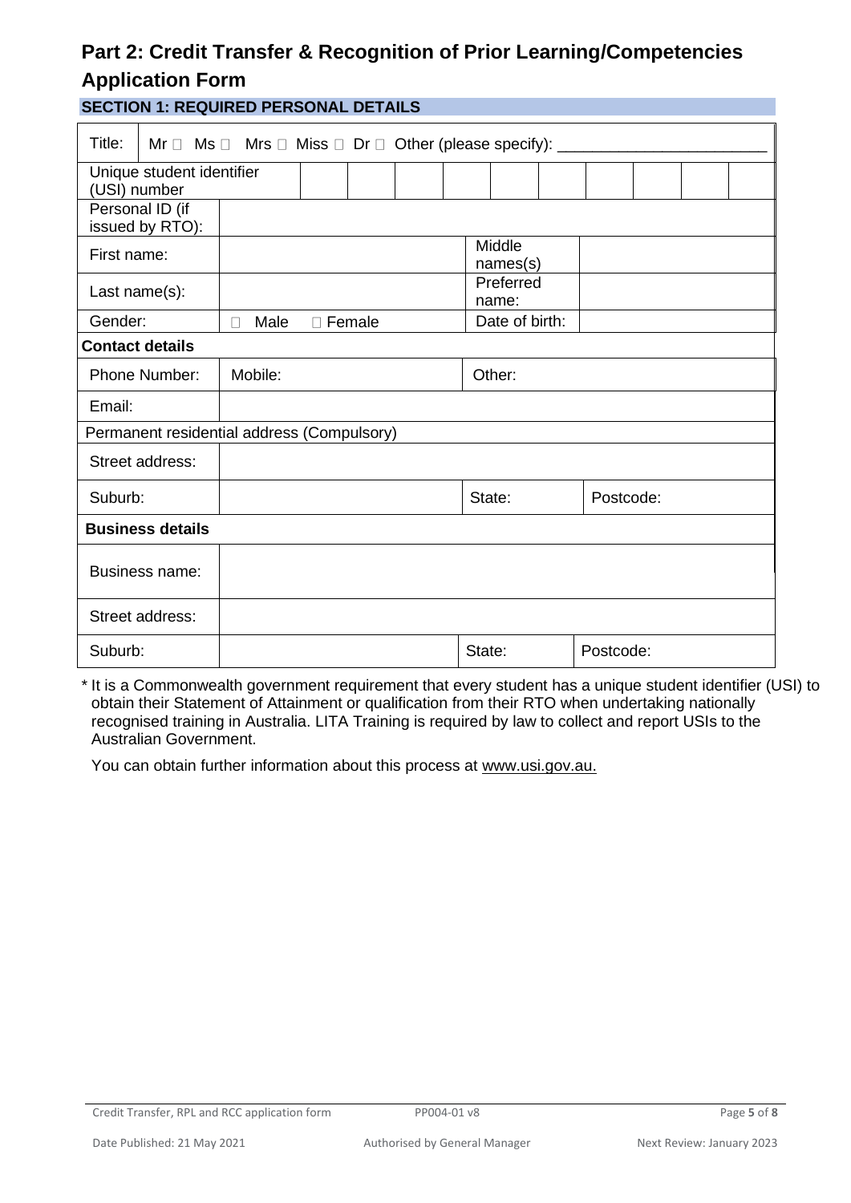# Part 2: Credit Transfer & Recognition of Prior Learning/Competencies Application Form

## SECTION 1: REQUIRED PERSONAL DETAILS

| Title: | Mr ☐ Ms ☐ Mrs ☐ Miss ☐ Dr ☐ Other (please specify): ________________________ | | |
|---|---|---|---|
| Unique student identifier (USI) number | | | |
| Personal ID (if issued by RTO): | | | |
| First name: | | Middle names(s) | |
| Last name(s): | | Preferred name: | |
| Gender: | ☐ Male ☐ Female | Date of birth: | |
| **Contact details** | | | |
| Phone Number: | Mobile: | Other: | |
| Email: | | | |
| Permanent residential address (Compulsory) | | | |
| Street address: | | | |
| Suburb: | | State: | Postcode: |
| **Business details** | | | |
| Business name: | | | |
| Street address: | | | |
| Suburb: | | State: | Postcode: |

* It is a Commonwealth government requirement that every student has a unique student identifier (USI) to obtain their Statement of Attainment or qualification from their RTO when undertaking nationally recognised training in Australia. LITA Training is required by law to collect and report USIs to the Australian Government.

You can obtain further information about this process at www.usi.gov.au.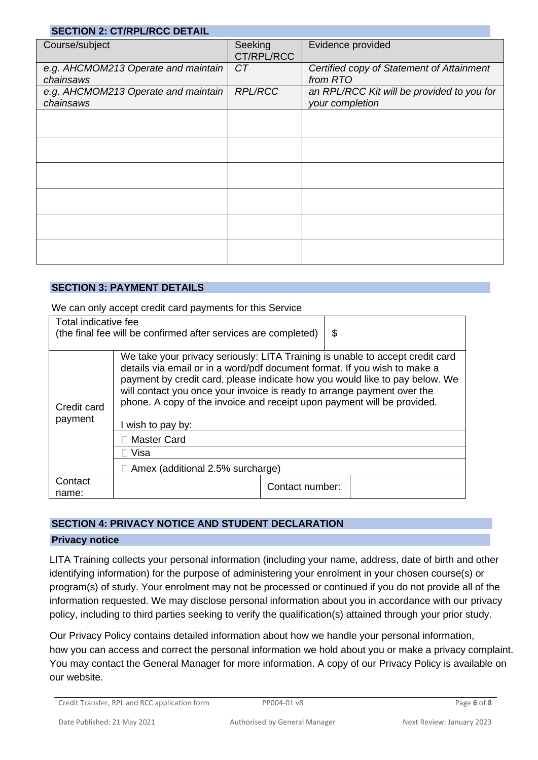## SECTION 2: CT/RPL/RCC DETAIL

| Course/subject | Seeking CT/RPL/RCC | Evidence provided |
|---|---|---|
| *e.g. AHCMOM213 Operate and maintain chainsaws* | *CT* | *Certified copy of Statement of Attainment from RTO* |
| *e.g. AHCMOM213 Operate and maintain chainsaws* | *RPL/RCC* | *an RPL/RCC Kit will be provided to you for your completion* |
| | | |
| | | |
| | | |
| | | |
| | | |
| | | |

## SECTION 3: PAYMENT DETAILS

We can only accept credit card payments for this Service

| Total indicative fee (the final fee will be confirmed after services are completed) | | $ | |
|---|---|---|---|
| Credit card payment | We take your privacy seriously: LITA Training is unable to accept credit card details via email or in a word/pdf document format. If you wish to make a payment by credit card, please indicate how you would like to pay below. We will contact you once your invoice is ready to arrange payment over the phone. A copy of the invoice and receipt upon payment will be provided.<br><br>I wish to pay by: | | |
| | ☐ Master Card | | |
| | ☐ Visa | | |
| | ☐ Amex (additional 2.5% surcharge) | | |
| Contact name: | | Contact number: | |

## SECTION 4: PRIVACY NOTICE AND STUDENT DECLARATION

### Privacy notice

LITA Training collects your personal information (including your name, address, date of birth and other identifying information) for the purpose of administering your enrolment in your chosen course(s) or program(s) of study. Your enrolment may not be processed or continued if you do not provide all of the information requested. We may disclose personal information about you in accordance with our privacy policy, including to third parties seeking to verify the qualification(s) attained through your prior study.

Our Privacy Policy contains detailed information about how we handle your personal information, how you can access and correct the personal information we hold about you or make a privacy complaint. You may contact the General Manager for more information. A copy of our Privacy Policy is available on our website.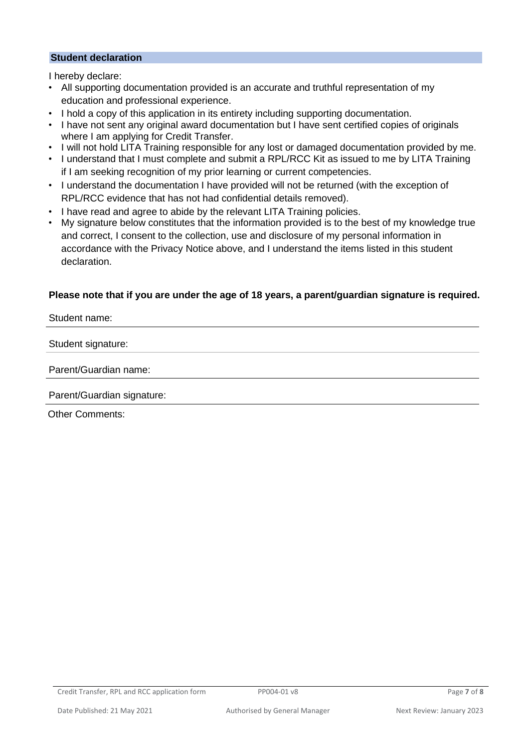## Student declaration

I hereby declare:

- All supporting documentation provided is an accurate and truthful representation of my education and professional experience.
- I hold a copy of this application in its entirety including supporting documentation.
- I have not sent any original award documentation but I have sent certified copies of originals where I am applying for Credit Transfer.
- I will not hold LITA Training responsible for any lost or damaged documentation provided by me.
- I understand that I must complete and submit a RPL/RCC Kit as issued to me by LITA Training if I am seeking recognition of my prior learning or current competencies.
- I understand the documentation I have provided will not be returned (with the exception of RPL/RCC evidence that has not had confidential details removed).
- I have read and agree to abide by the relevant LITA Training policies.
- My signature below constitutes that the information provided is to the best of my knowledge true and correct, I consent to the collection, use and disclosure of my personal information in accordance with the Privacy Notice above, and I understand the items listed in this student declaration.

**Please note that if you are under the age of 18 years, a parent/guardian signature is required.**

Student name:

Student signature:

Parent/Guardian name:

Parent/Guardian signature:

Other Comments: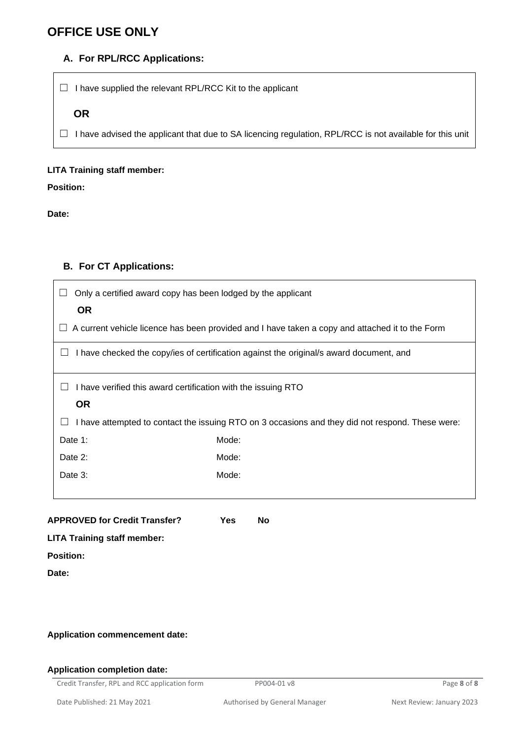# OFFICE USE ONLY

## A. For RPL/RCC Applications:

☐ I have supplied the relevant RPL/RCC Kit to the applicant

**OR**

☐ I have advised the applicant that due to SA licencing regulation, RPL/RCC is not available for this unit

**LITA Training staff member:**

**Position:**

**Date:**

## B. For CT Applications:

☐ Only a certified award copy has been lodged by the applicant

**OR**

☐ A current vehicle licence has been provided and I have taken a copy and attached it to the Form

☐ I have checked the copy/ies of certification against the original/s award document, and

☐ I have verified this award certification with the issuing RTO

**OR**

☐ I have attempted to contact the issuing RTO on 3 occasions and they did not respond. These were:

| | |
|---|---|
| Date 1: | Mode: |
| Date 2: | Mode: |
| Date 3: | Mode: |

**APPROVED for Credit Transfer? Yes No**

**LITA Training staff member:**

**Position:**

**Date:**

**Application commencement date:**

**Application completion date:**